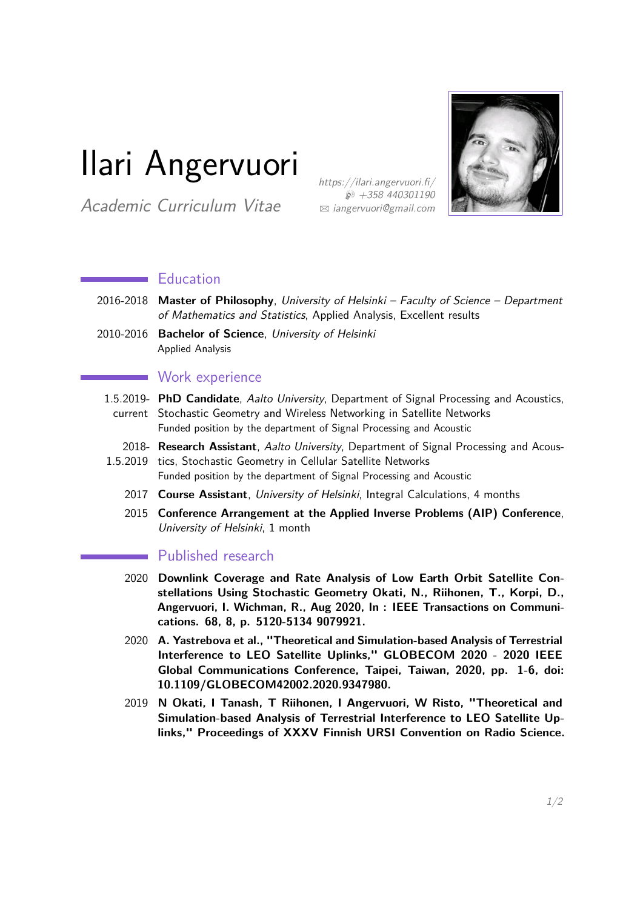# Ilari Angervuori

*Academic Curriculum Vitae*

*https://ilari.angervuori.fi/*
*+358 440301190*
*iangervuori@gmail.com*

## Education

2016-2018 **Master of Philosophy**, *University of Helsinki – Faculty of Science – Department of Mathematics and Statistics*, Applied Analysis, Excellent results

2010-2016 **Bachelor of Science**, *University of Helsinki*
Applied Analysis

## Work experience

1.5.2019-current **PhD Candidate**, *Aalto University*, Department of Signal Processing and Acoustics, Stochastic Geometry and Wireless Networking in Satellite Networks
Funded position by the department of Signal Processing and Acoustic

2018-1.5.2019 **Research Assistant**, *Aalto University*, Department of Signal Processing and Acoustics, Stochastic Geometry in Cellular Satellite Networks
Funded position by the department of Signal Processing and Acoustic

2017 **Course Assistant**, *University of Helsinki*, Integral Calculations, 4 months

2015 **Conference Arrangement at the Applied Inverse Problems (AIP) Conference**, *University of Helsinki*, 1 month

## Published research

2020 **Downlink Coverage and Rate Analysis of Low Earth Orbit Satellite Constellations Using Stochastic Geometry Okati, N., Riihonen, T., Korpi, D., Angervuori, I. Wichman, R., Aug 2020, In : IEEE Transactions on Communications. 68, 8, p. 5120-5134 9079921.**

2020 **A. Yastrebova et al., "Theoretical and Simulation-based Analysis of Terrestrial Interference to LEO Satellite Uplinks," GLOBECOM 2020 - 2020 IEEE Global Communications Conference, Taipei, Taiwan, 2020, pp. 1-6, doi: 10.1109/GLOBECOM42002.2020.9347980.**

2019 **N Okati, I Tanash, T Riihonen, I Angervuori, W Risto, "Theoretical and Simulation-based Analysis of Terrestrial Interference to LEO Satellite Uplinks," Proceedings of XXXV Finnish URSI Convention on Radio Science.**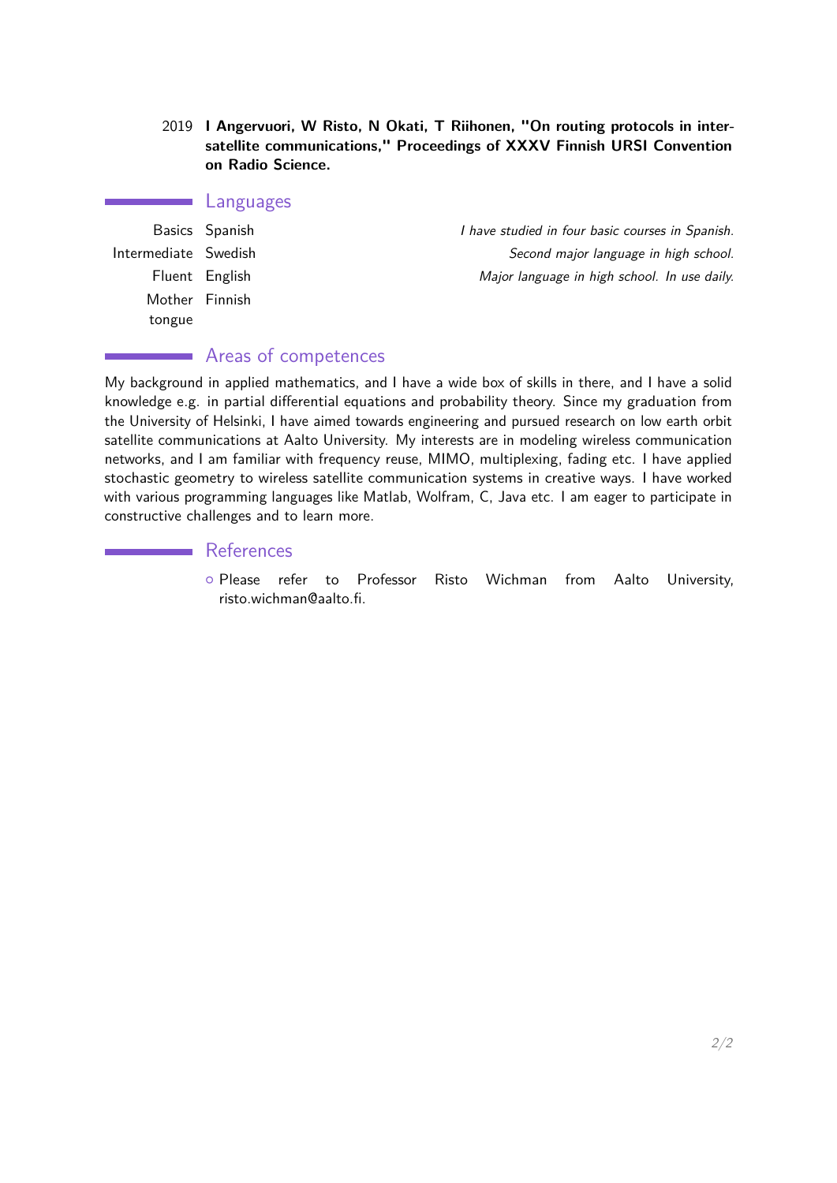2019 **I Angervuori, W Risto, N Okati, T Riihonen, "On routing protocols in inter-satellite communications," Proceedings of XXXV Finnish URSI Convention on Radio Science.**

## Languages

| | | |
|---|---|---|
| Basics | Spanish | *I have studied in four basic courses in Spanish.* |
| Intermediate | Swedish | *Second major language in high school.* |
| Fluent | English | *Major language in high school. In use daily.* |
| Mother tongue | Finnish | |

## Areas of competences

My background in applied mathematics, and I have a wide box of skills in there, and I have a solid knowledge e.g. in partial differential equations and probability theory. Since my graduation from the University of Helsinki, I have aimed towards engineering and pursued research on low earth orbit satellite communications at Aalto University. My interests are in modeling wireless communication networks, and I am familiar with frequency reuse, MIMO, multiplexing, fading etc. I have applied stochastic geometry to wireless satellite communication systems in creative ways. I have worked with various programming languages like Matlab, Wolfram, C, Java etc. I am eager to participate in constructive challenges and to learn more.

## References

- Please refer to Professor Risto Wichman from Aalto University, risto.wichman@aalto.fi.